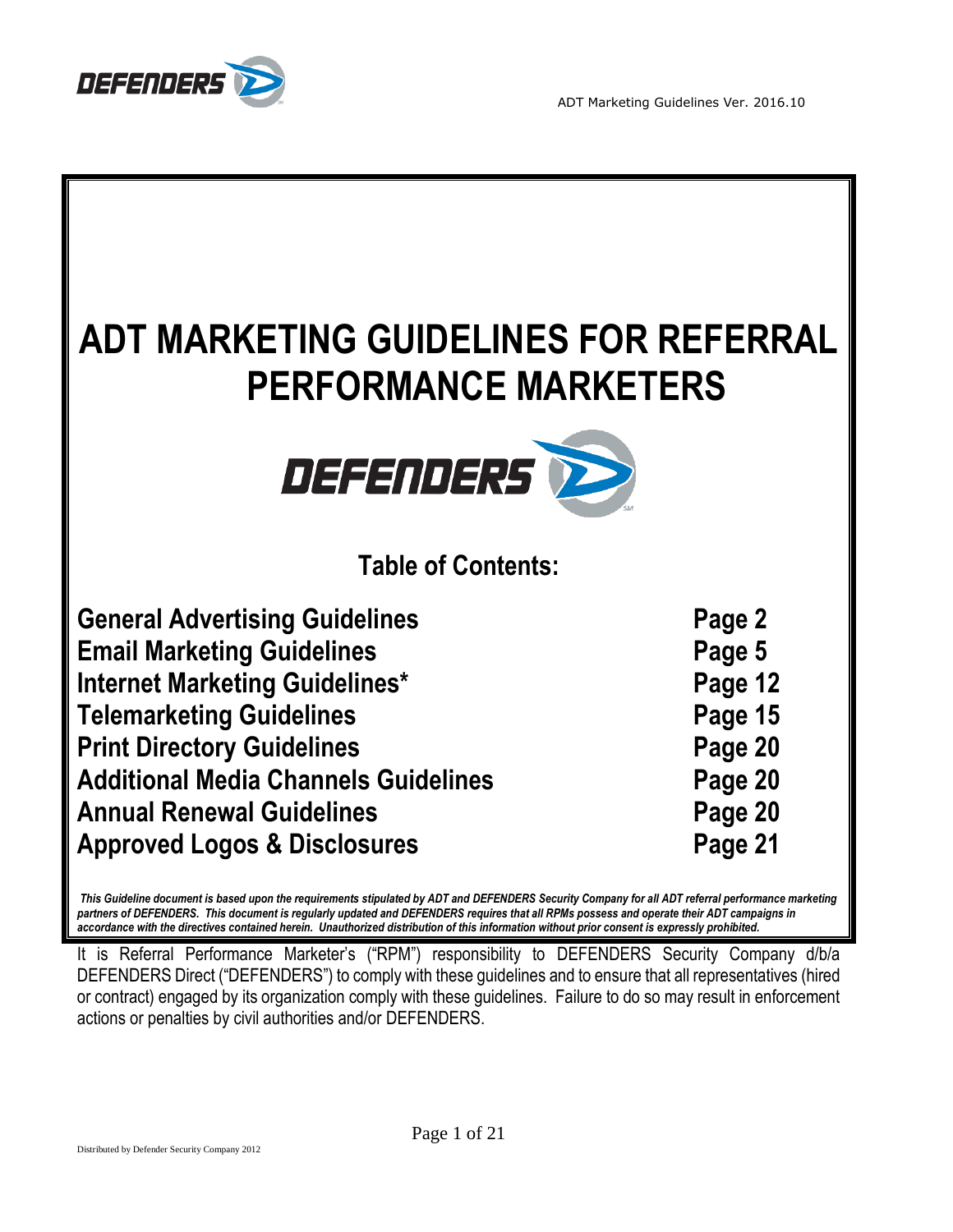# ADT MARKETING GUIDELINES FOR REFERRAL PERFORMANCE MARKETERS

## Table of Contents:

| | |
|---|---|
| **General Advertising Guidelines** | **Page 2** |
| **Email Marketing Guidelines** | **Page 5** |
| **Internet Marketing Guidelines*** | **Page 12** |
| **Telemarketing Guidelines** | **Page 15** |
| **Print Directory Guidelines** | **Page 20** |
| **Additional Media Channels Guidelines** | **Page 20** |
| **Annual Renewal Guidelines** | **Page 20** |
| **Approved Logos & Disclosures** | **Page 21** |

***This Guideline document is based upon the requirements stipulated by ADT and DEFENDERS Security Company for all ADT referral performance marketing partners of DEFENDERS. This document is regularly updated and DEFENDERS requires that all RPMs possess and operate their ADT campaigns in accordance with the directives contained herein. Unauthorized distribution of this information without prior consent is expressly prohibited.***

It is Referral Performance Marketer's ("RPM") responsibility to DEFENDERS Security Company d/b/a DEFENDERS Direct ("DEFENDERS") to comply with these guidelines and to ensure that all representatives (hired or contract) engaged by its organization comply with these guidelines. Failure to do so may result in enforcement actions or penalties by civil authorities and/or DEFENDERS.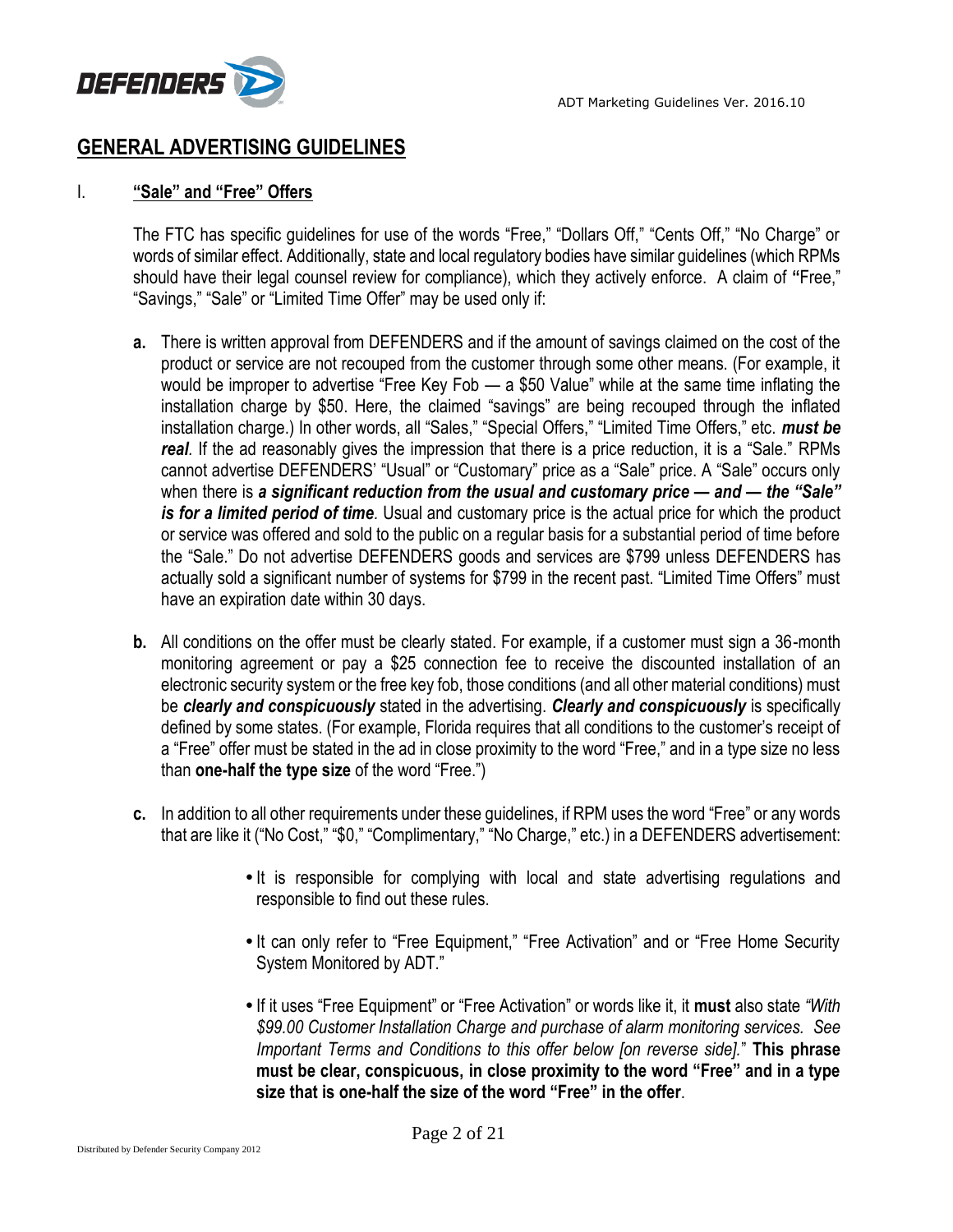# GENERAL ADVERTISING GUIDELINES

## I. "Sale" and "Free" Offers

The FTC has specific guidelines for use of the words "Free," "Dollars Off," "Cents Off," "No Charge" or words of similar effect. Additionally, state and local regulatory bodies have similar guidelines (which RPMs should have their legal counsel review for compliance), which they actively enforce. A claim of "Free," "Savings," "Sale" or "Limited Time Offer" may be used only if:

**a.** There is written approval from DEFENDERS and if the amount of savings claimed on the cost of the product or service are not recouped from the customer through some other means. (For example, it would be improper to advertise "Free Key Fob — a $50 Value" while at the same time inflating the installation charge by $50. Here, the claimed "savings" are being recouped through the inflated installation charge.) In other words, all "Sales," "Special Offers," "Limited Time Offers," etc. ***must be real***. If the ad reasonably gives the impression that there is a price reduction, it is a "Sale." RPMs cannot advertise DEFENDERS' "Usual" or "Customary" price as a "Sale" price. A "Sale" occurs only when there is ***a significant reduction from the usual and customary price — and — the "Sale" is for a limited period of time***. Usual and customary price is the actual price for which the product or service was offered and sold to the public on a regular basis for a substantial period of time before the "Sale." Do not advertise DEFENDERS goods and services are $799 unless DEFENDERS has actually sold a significant number of systems for $799 in the recent past. "Limited Time Offers" must have an expiration date within 30 days.

**b.** All conditions on the offer must be clearly stated. For example, if a customer must sign a 36-month monitoring agreement or pay a $25 connection fee to receive the discounted installation of an electronic security system or the free key fob, those conditions (and all other material conditions) must be ***clearly and conspicuously*** stated in the advertising. ***Clearly and conspicuously*** is specifically defined by some states. (For example, Florida requires that all conditions to the customer's receipt of a "Free" offer must be stated in the ad in close proximity to the word "Free," and in a type size no less than **one-half the type size** of the word "Free.")

**c.** In addition to all other requirements under these guidelines, if RPM uses the word "Free" or any words that are like it ("No Cost," "$0," "Complimentary," "No Charge," etc.) in a DEFENDERS advertisement:

- It is responsible for complying with local and state advertising regulations and responsible to find out these rules.
- It can only refer to "Free Equipment," "Free Activation" and or "Free Home Security System Monitored by ADT."
- If it uses "Free Equipment" or "Free Activation" or words like it, it **must** also state *"With $99.00 Customer Installation Charge and purchase of alarm monitoring services. See Important Terms and Conditions to this offer below [on reverse side]."* **This phrase must be clear, conspicuous, in close proximity to the word "Free" and in a type size that is one-half the size of the word "Free" in the offer**.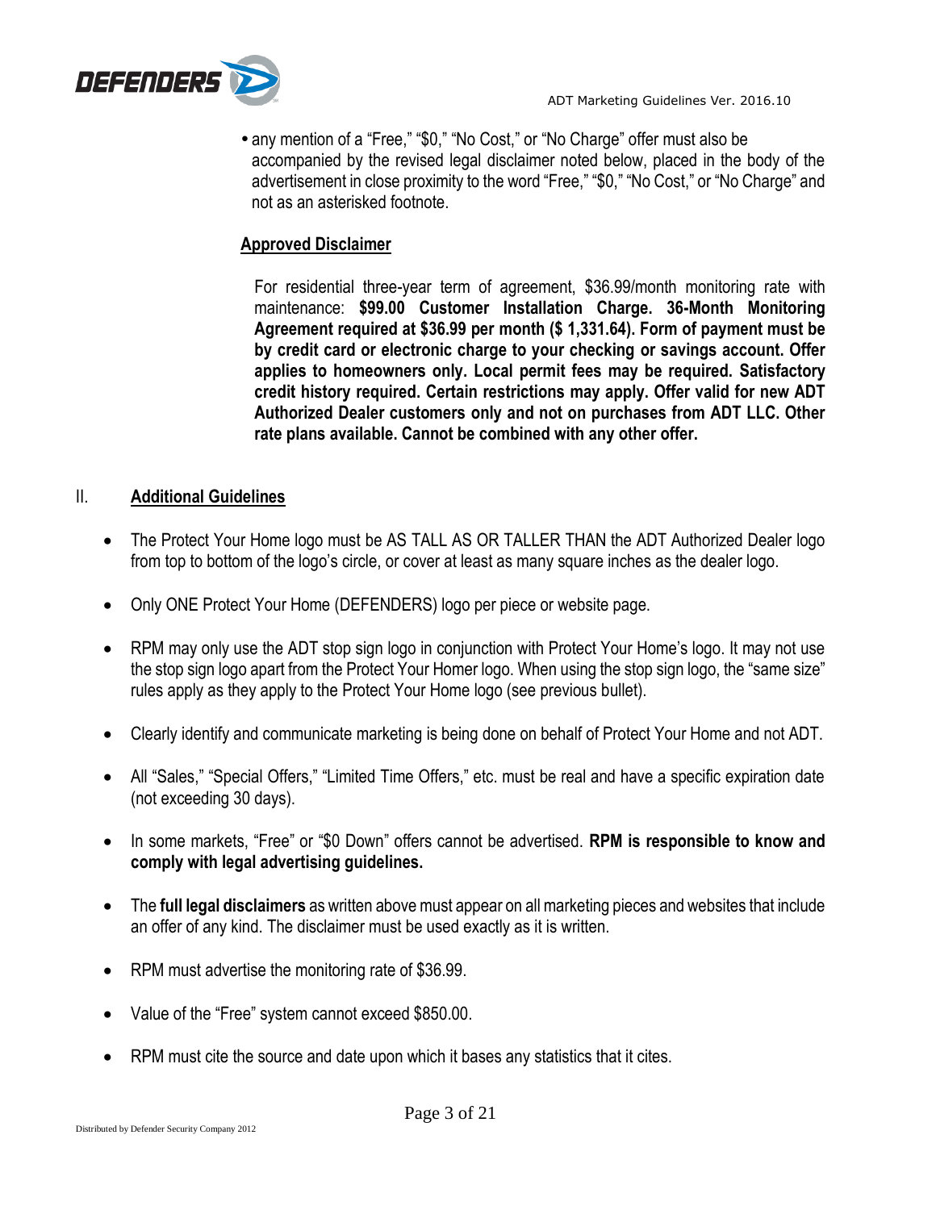- any mention of a "Free," "$0," "No Cost," or "No Charge" offer must also be accompanied by the revised legal disclaimer noted below, placed in the body of the advertisement in close proximity to the word "Free," "$0," "No Cost," or "No Charge" and not as an asterisked footnote.

**Approved Disclaimer**

For residential three-year term of agreement, $36.99/month monitoring rate with maintenance: **$99.00 Customer Installation Charge. 36-Month Monitoring Agreement required at $36.99 per month ($ 1,331.64). Form of payment must be by credit card or electronic charge to your checking or savings account. Offer applies to homeowners only. Local permit fees may be required. Satisfactory credit history required. Certain restrictions may apply. Offer valid for new ADT Authorized Dealer customers only and not on purchases from ADT LLC. Other rate plans available. Cannot be combined with any other offer.**

## II. Additional Guidelines

- The Protect Your Home logo must be AS TALL AS OR TALLER THAN the ADT Authorized Dealer logo from top to bottom of the logo's circle, or cover at least as many square inches as the dealer logo.
- Only ONE Protect Your Home (DEFENDERS) logo per piece or website page.
- RPM may only use the ADT stop sign logo in conjunction with Protect Your Home's logo. It may not use the stop sign logo apart from the Protect Your Homer logo. When using the stop sign logo, the "same size" rules apply as they apply to the Protect Your Home logo (see previous bullet).
- Clearly identify and communicate marketing is being done on behalf of Protect Your Home and not ADT.
- All "Sales," "Special Offers," "Limited Time Offers," etc. must be real and have a specific expiration date (not exceeding 30 days).
- In some markets, "Free" or "$0 Down" offers cannot be advertised. **RPM is responsible to know and comply with legal advertising guidelines.**
- The **full legal disclaimers** as written above must appear on all marketing pieces and websites that include an offer of any kind. The disclaimer must be used exactly as it is written.
- RPM must advertise the monitoring rate of $36.99.
- Value of the "Free" system cannot exceed $850.00.
- RPM must cite the source and date upon which it bases any statistics that it cites.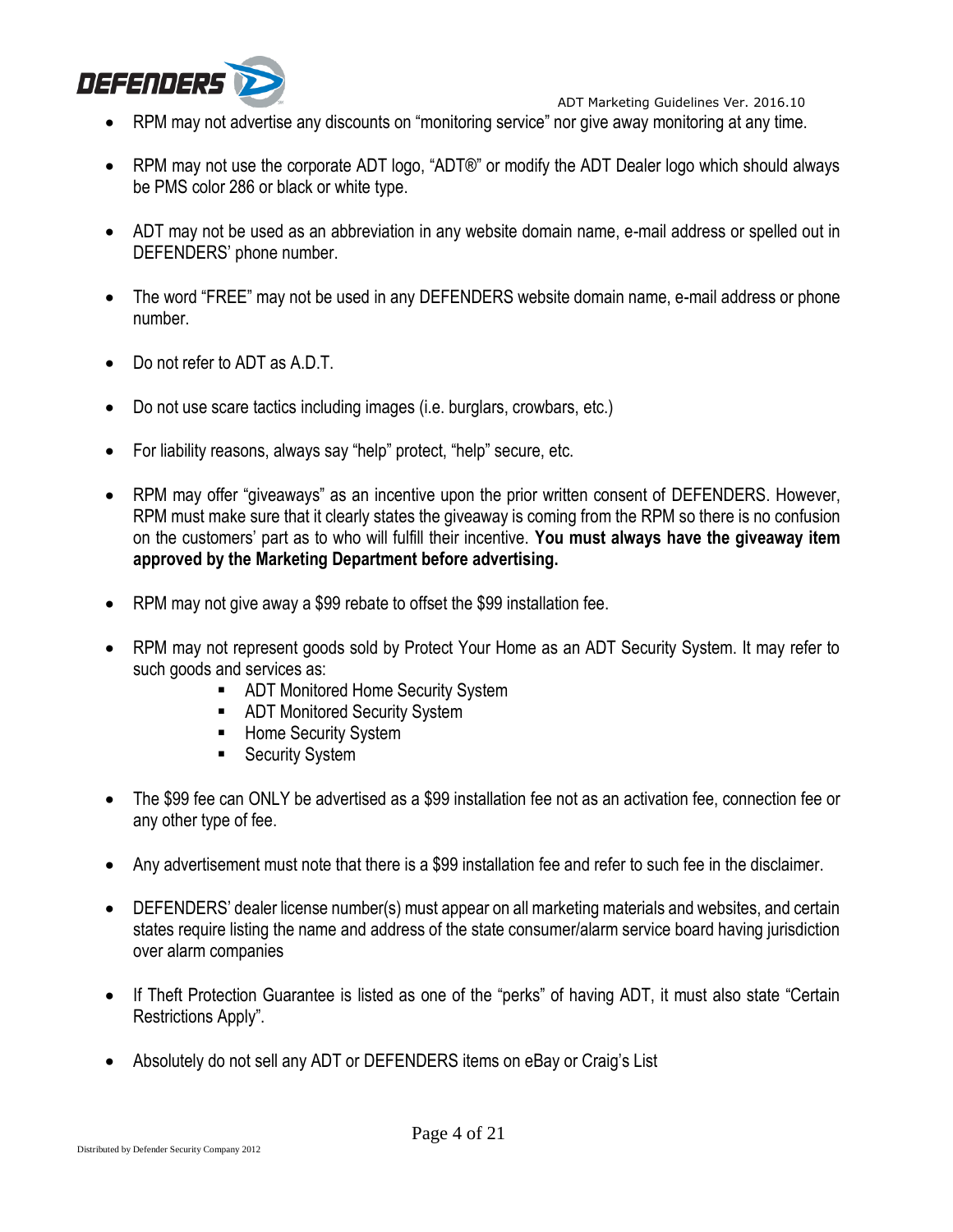- RPM may not advertise any discounts on "monitoring service" nor give away monitoring at any time.
- RPM may not use the corporate ADT logo, "ADT®" or modify the ADT Dealer logo which should always be PMS color 286 or black or white type.
- ADT may not be used as an abbreviation in any website domain name, e-mail address or spelled out in DEFENDERS' phone number.
- The word "FREE" may not be used in any DEFENDERS website domain name, e-mail address or phone number.
- Do not refer to ADT as A.D.T.
- Do not use scare tactics including images (i.e. burglars, crowbars, etc.)
- For liability reasons, always say "help" protect, "help" secure, etc.
- RPM may offer "giveaways" as an incentive upon the prior written consent of DEFENDERS. However, RPM must make sure that it clearly states the giveaway is coming from the RPM so there is no confusion on the customers' part as to who will fulfill their incentive. **You must always have the giveaway item approved by the Marketing Department before advertising.**
- RPM may not give away a $99 rebate to offset the $99 installation fee.
- RPM may not represent goods sold by Protect Your Home as an ADT Security System. It may refer to such goods and services as:
  - ADT Monitored Home Security System
  - ADT Monitored Security System
  - Home Security System
  - Security System
- The $99 fee can ONLY be advertised as a $99 installation fee not as an activation fee, connection fee or any other type of fee.
- Any advertisement must note that there is a $99 installation fee and refer to such fee in the disclaimer.
- DEFENDERS' dealer license number(s) must appear on all marketing materials and websites, and certain states require listing the name and address of the state consumer/alarm service board having jurisdiction over alarm companies
- If Theft Protection Guarantee is listed as one of the "perks" of having ADT, it must also state "Certain Restrictions Apply".
- Absolutely do not sell any ADT or DEFENDERS items on eBay or Craig's List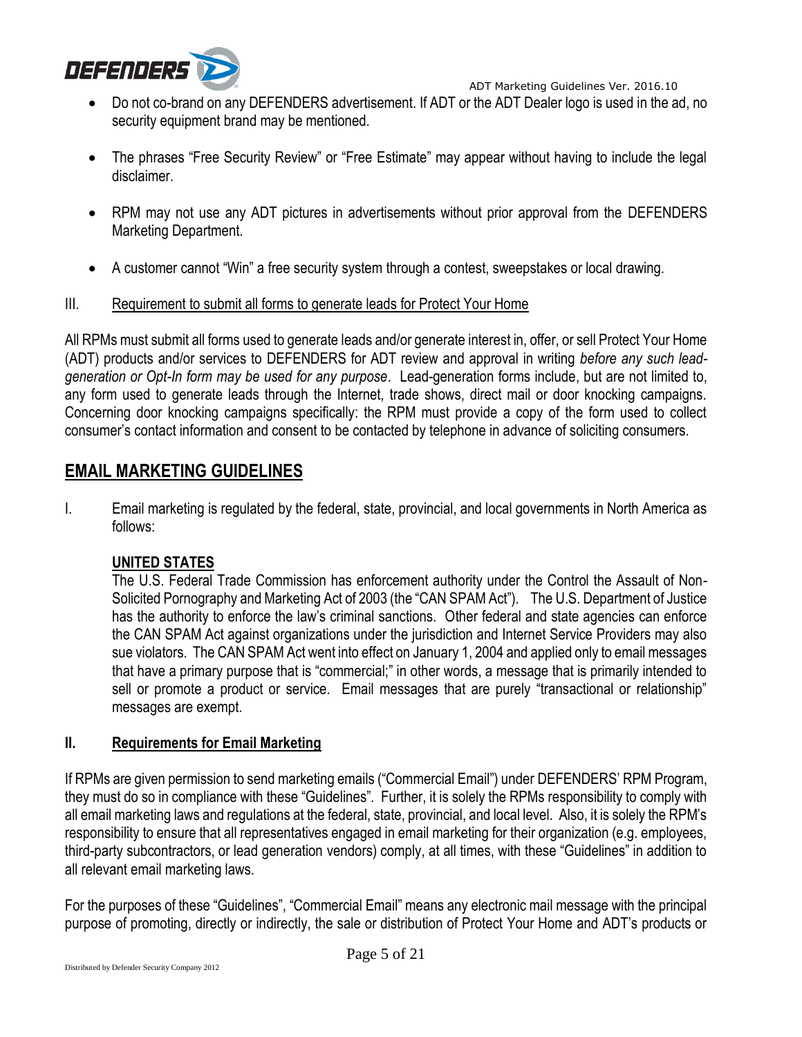- Do not co-brand on any DEFENDERS advertisement. If ADT or the ADT Dealer logo is used in the ad, no security equipment brand may be mentioned.

- The phrases "Free Security Review" or "Free Estimate" may appear without having to include the legal disclaimer.

- RPM may not use any ADT pictures in advertisements without prior approval from the DEFENDERS Marketing Department.

- A customer cannot "Win" a free security system through a contest, sweepstakes or local drawing.

III. Requirement to submit all forms to generate leads for Protect Your Home

All RPMs must submit all forms used to generate leads and/or generate interest in, offer, or sell Protect Your Home (ADT) products and/or services to DEFENDERS for ADT review and approval in writing *before any such lead-generation or Opt-In form may be used for any purpose*. Lead-generation forms include, but are not limited to, any form used to generate leads through the Internet, trade shows, direct mail or door knocking campaigns. Concerning door knocking campaigns specifically: the RPM must provide a copy of the form used to collect consumer's contact information and consent to be contacted by telephone in advance of soliciting consumers.

## EMAIL MARKETING GUIDELINES

I. Email marketing is regulated by the federal, state, provincial, and local governments in North America as follows:

### UNITED STATES

The U.S. Federal Trade Commission has enforcement authority under the Control the Assault of Non-Solicited Pornography and Marketing Act of 2003 (the "CAN SPAM Act"). The U.S. Department of Justice has the authority to enforce the law's criminal sanctions. Other federal and state agencies can enforce the CAN SPAM Act against organizations under the jurisdiction and Internet Service Providers may also sue violators. The CAN SPAM Act went into effect on January 1, 2004 and applied only to email messages that have a primary purpose that is "commercial;" in other words, a message that is primarily intended to sell or promote a product or service. Email messages that are purely "transactional or relationship" messages are exempt.

### II. Requirements for Email Marketing

If RPMs are given permission to send marketing emails ("Commercial Email") under DEFENDERS' RPM Program, they must do so in compliance with these "Guidelines". Further, it is solely the RPMs responsibility to comply with all email marketing laws and regulations at the federal, state, provincial, and local level. Also, it is solely the RPM's responsibility to ensure that all representatives engaged in email marketing for their organization (e.g. employees, third-party subcontractors, or lead generation vendors) comply, at all times, with these "Guidelines" in addition to all relevant email marketing laws.

For the purposes of these "Guidelines", "Commercial Email" means any electronic mail message with the principal purpose of promoting, directly or indirectly, the sale or distribution of Protect Your Home and ADT's products or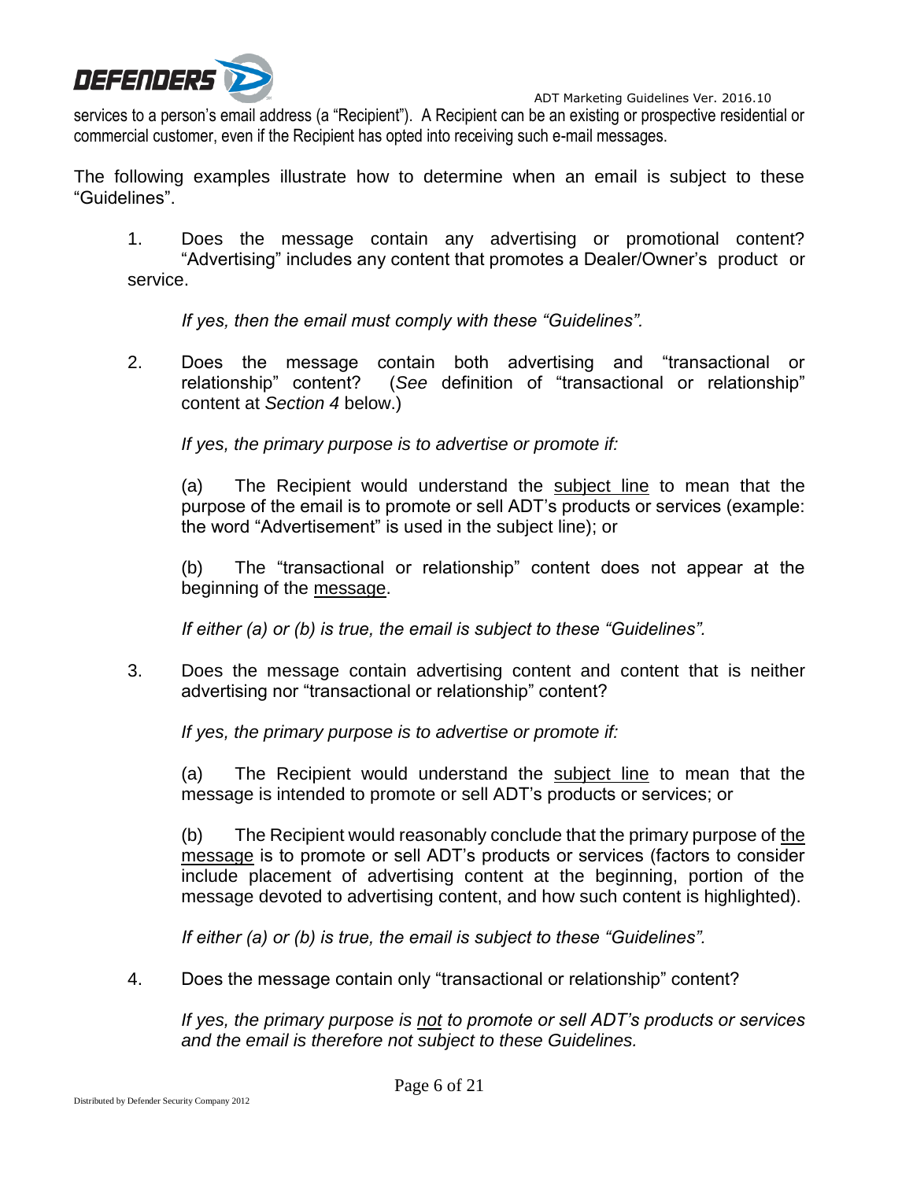services to a person's email address (a "Recipient"). A Recipient can be an existing or prospective residential or commercial customer, even if the Recipient has opted into receiving such e-mail messages.

The following examples illustrate how to determine when an email is subject to these "Guidelines".

1. Does the message contain any advertising or promotional content? "Advertising" includes any content that promotes a Dealer/Owner's product or service.

   *If yes, then the email must comply with these "Guidelines".*

2. Does the message contain both advertising and "transactional or relationship" content? (*See* definition of "transactional or relationship" content at *Section 4* below.)

   *If yes, the primary purpose is to advertise or promote if:*

   (a) The Recipient would understand the <u>subject line</u> to mean that the purpose of the email is to promote or sell ADT's products or services (example: the word "Advertisement" is used in the subject line); or

   (b) The "transactional or relationship" content does not appear at the beginning of the <u>message</u>.

   *If either (a) or (b) is true, the email is subject to these "Guidelines".*

3. Does the message contain advertising content and content that is neither advertising nor "transactional or relationship" content?

   *If yes, the primary purpose is to advertise or promote if:*

   (a) The Recipient would understand the <u>subject line</u> to mean that the message is intended to promote or sell ADT's products or services; or

   (b) The Recipient would reasonably conclude that the primary purpose of <u>the message</u> is to promote or sell ADT's products or services (factors to consider include placement of advertising content at the beginning, portion of the message devoted to advertising content, and how such content is highlighted).

   *If either (a) or (b) is true, the email is subject to these "Guidelines".*

4. Does the message contain only "transactional or relationship" content?

   *If yes, the primary purpose is <u>not</u> to promote or sell ADT's products or services and the email is therefore not subject to these Guidelines.*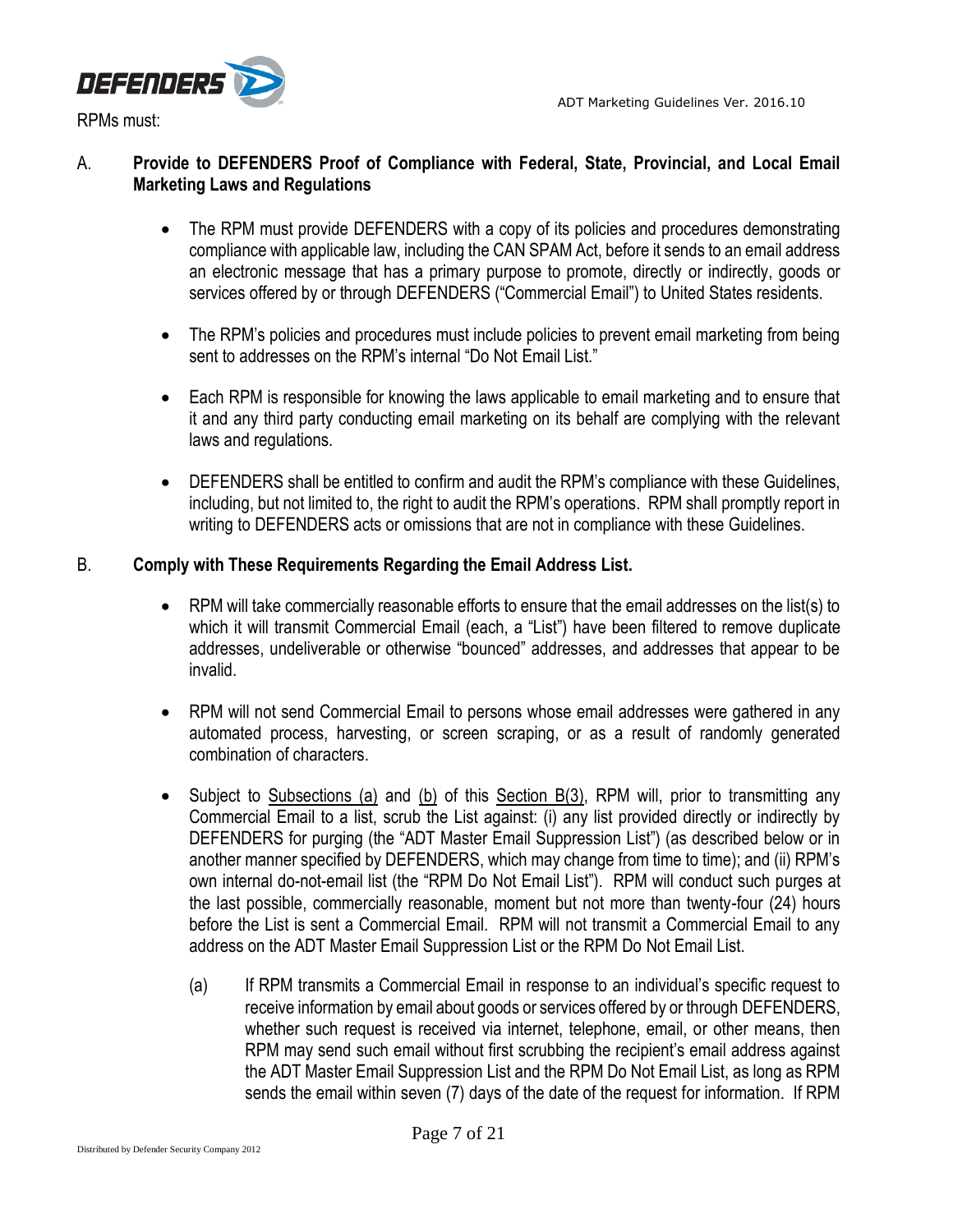RPMs must:

A. **Provide to DEFENDERS Proof of Compliance with Federal, State, Provincial, and Local Email Marketing Laws and Regulations**

- The RPM must provide DEFENDERS with a copy of its policies and procedures demonstrating compliance with applicable law, including the CAN SPAM Act, before it sends to an email address an electronic message that has a primary purpose to promote, directly or indirectly, goods or services offered by or through DEFENDERS ("Commercial Email") to United States residents.
- The RPM's policies and procedures must include policies to prevent email marketing from being sent to addresses on the RPM's internal "Do Not Email List."
- Each RPM is responsible for knowing the laws applicable to email marketing and to ensure that it and any third party conducting email marketing on its behalf are complying with the relevant laws and regulations.
- DEFENDERS shall be entitled to confirm and audit the RPM's compliance with these Guidelines, including, but not limited to, the right to audit the RPM's operations. RPM shall promptly report in writing to DEFENDERS acts or omissions that are not in compliance with these Guidelines.

B. **Comply with These Requirements Regarding the Email Address List.**

- RPM will take commercially reasonable efforts to ensure that the email addresses on the list(s) to which it will transmit Commercial Email (each, a "List") have been filtered to remove duplicate addresses, undeliverable or otherwise "bounced" addresses, and addresses that appear to be invalid.
- RPM will not send Commercial Email to persons whose email addresses were gathered in any automated process, harvesting, or screen scraping, or as a result of randomly generated combination of characters.
- Subject to Subsections (a) and (b) of this Section B(3), RPM will, prior to transmitting any Commercial Email to a list, scrub the List against: (i) any list provided directly or indirectly by DEFENDERS for purging (the "ADT Master Email Suppression List") (as described below or in another manner specified by DEFENDERS, which may change from time to time); and (ii) RPM's own internal do-not-email list (the "RPM Do Not Email List"). RPM will conduct such purges at the last possible, commercially reasonable, moment but not more than twenty-four (24) hours before the List is sent a Commercial Email. RPM will not transmit a Commercial Email to any address on the ADT Master Email Suppression List or the RPM Do Not Email List.

  (a) If RPM transmits a Commercial Email in response to an individual's specific request to receive information by email about goods or services offered by or through DEFENDERS, whether such request is received via internet, telephone, email, or other means, then RPM may send such email without first scrubbing the recipient's email address against the ADT Master Email Suppression List and the RPM Do Not Email List, as long as RPM sends the email within seven (7) days of the date of the request for information. If RPM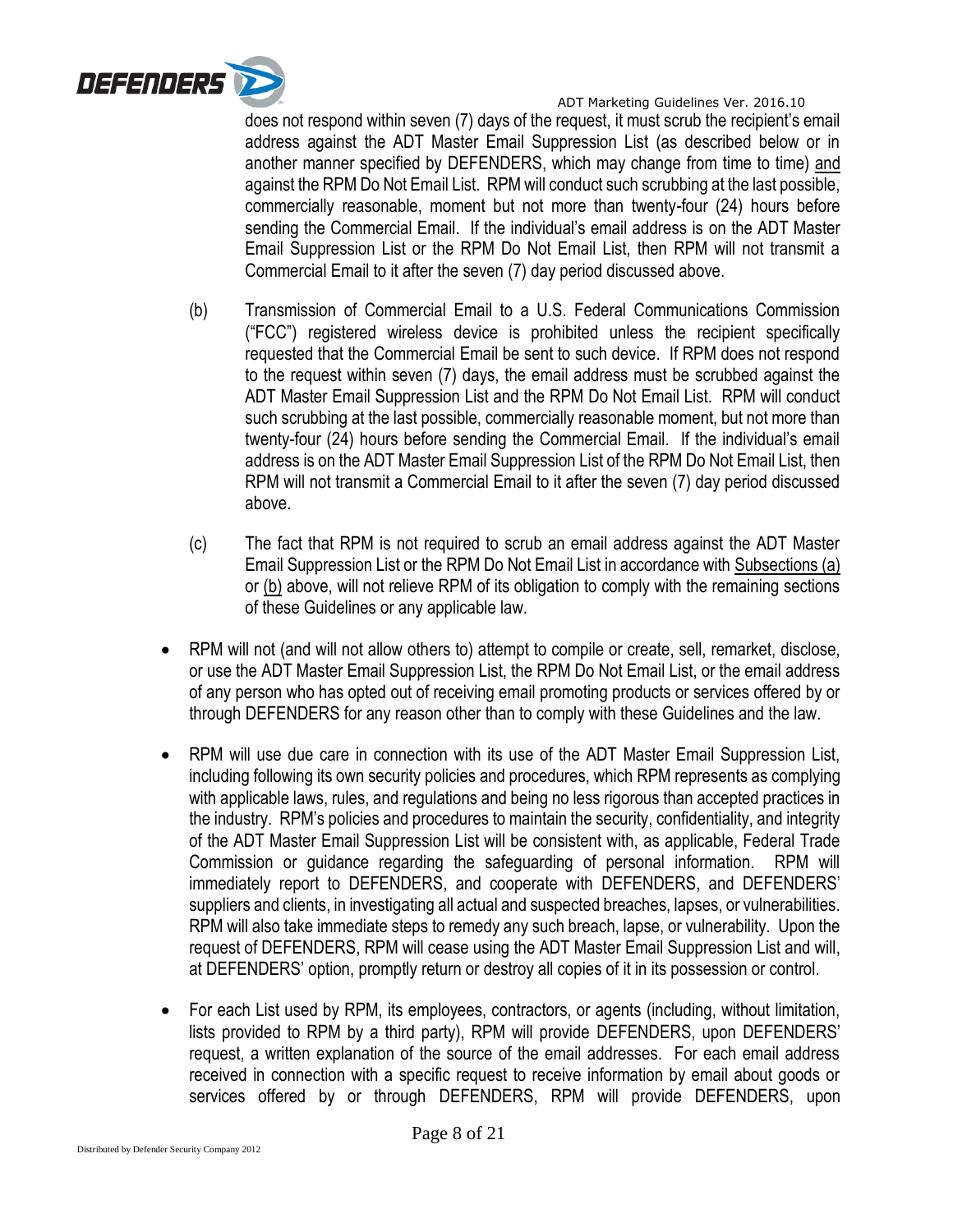does not respond within seven (7) days of the request, it must scrub the recipient's email address against the ADT Master Email Suppression List (as described below or in another manner specified by DEFENDERS, which may change from time to time) and against the RPM Do Not Email List. RPM will conduct such scrubbing at the last possible, commercially reasonable, moment but not more than twenty-four (24) hours before sending the Commercial Email. If the individual's email address is on the ADT Master Email Suppression List or the RPM Do Not Email List, then RPM will not transmit a Commercial Email to it after the seven (7) day period discussed above.

(b) Transmission of Commercial Email to a U.S. Federal Communications Commission ("FCC") registered wireless device is prohibited unless the recipient specifically requested that the Commercial Email be sent to such device. If RPM does not respond to the request within seven (7) days, the email address must be scrubbed against the ADT Master Email Suppression List and the RPM Do Not Email List. RPM will conduct such scrubbing at the last possible, commercially reasonable moment, but not more than twenty-four (24) hours before sending the Commercial Email. If the individual's email address is on the ADT Master Email Suppression List of the RPM Do Not Email List, then RPM will not transmit a Commercial Email to it after the seven (7) day period discussed above.

(c) The fact that RPM is not required to scrub an email address against the ADT Master Email Suppression List or the RPM Do Not Email List in accordance with Subsections (a) or (b) above, will not relieve RPM of its obligation to comply with the remaining sections of these Guidelines or any applicable law.

- RPM will not (and will not allow others to) attempt to compile or create, sell, remarket, disclose, or use the ADT Master Email Suppression List, the RPM Do Not Email List, or the email address of any person who has opted out of receiving email promoting products or services offered by or through DEFENDERS for any reason other than to comply with these Guidelines and the law.

- RPM will use due care in connection with its use of the ADT Master Email Suppression List, including following its own security policies and procedures, which RPM represents as complying with applicable laws, rules, and regulations and being no less rigorous than accepted practices in the industry. RPM's policies and procedures to maintain the security, confidentiality, and integrity of the ADT Master Email Suppression List will be consistent with, as applicable, Federal Trade Commission or guidance regarding the safeguarding of personal information. RPM will immediately report to DEFENDERS, and cooperate with DEFENDERS, and DEFENDERS' suppliers and clients, in investigating all actual and suspected breaches, lapses, or vulnerabilities. RPM will also take immediate steps to remedy any such breach, lapse, or vulnerability. Upon the request of DEFENDERS, RPM will cease using the ADT Master Email Suppression List and will, at DEFENDERS' option, promptly return or destroy all copies of it in its possession or control.

- For each List used by RPM, its employees, contractors, or agents (including, without limitation, lists provided to RPM by a third party), RPM will provide DEFENDERS, upon DEFENDERS' request, a written explanation of the source of the email addresses. For each email address received in connection with a specific request to receive information by email about goods or services offered by or through DEFENDERS, RPM will provide DEFENDERS, upon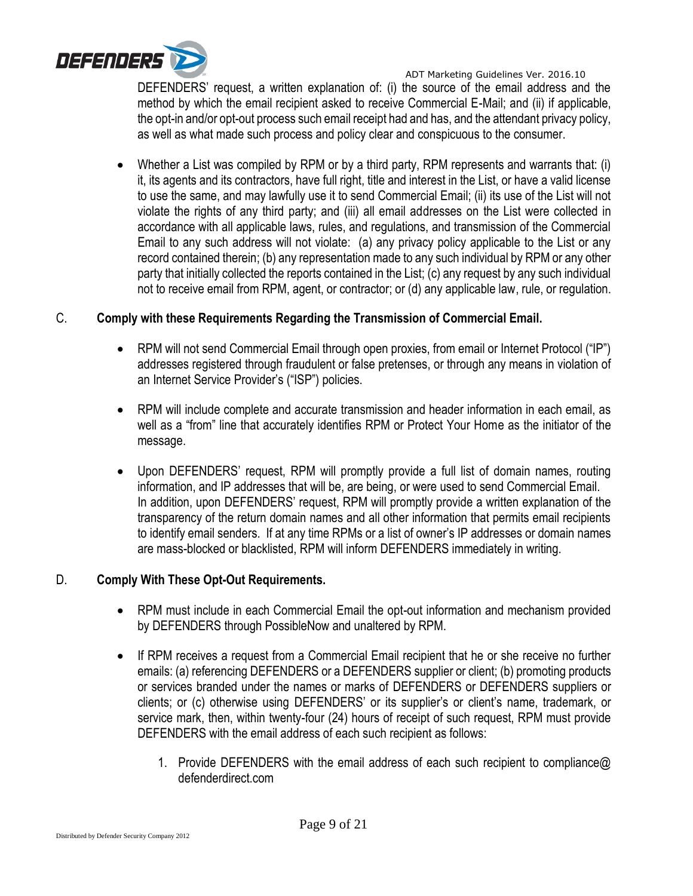DEFENDERS' request, a written explanation of: (i) the source of the email address and the method by which the email recipient asked to receive Commercial E-Mail; and (ii) if applicable, the opt-in and/or opt-out process such email receipt had and has, and the attendant privacy policy, as well as what made such process and policy clear and conspicuous to the consumer.

- Whether a List was compiled by RPM or by a third party, RPM represents and warrants that: (i) it, its agents and its contractors, have full right, title and interest in the List, or have a valid license to use the same, and may lawfully use it to send Commercial Email; (ii) its use of the List will not violate the rights of any third party; and (iii) all email addresses on the List were collected in accordance with all applicable laws, rules, and regulations, and transmission of the Commercial Email to any such address will not violate: (a) any privacy policy applicable to the List or any record contained therein; (b) any representation made to any such individual by RPM or any other party that initially collected the reports contained in the List; (c) any request by any such individual not to receive email from RPM, agent, or contractor; or (d) any applicable law, rule, or regulation.

## C. Comply with these Requirements Regarding the Transmission of Commercial Email.

- RPM will not send Commercial Email through open proxies, from email or Internet Protocol ("IP") addresses registered through fraudulent or false pretenses, or through any means in violation of an Internet Service Provider's ("ISP") policies.

- RPM will include complete and accurate transmission and header information in each email, as well as a "from" line that accurately identifies RPM or Protect Your Home as the initiator of the message.

- Upon DEFENDERS' request, RPM will promptly provide a full list of domain names, routing information, and IP addresses that will be, are being, or were used to send Commercial Email. In addition, upon DEFENDERS' request, RPM will promptly provide a written explanation of the transparency of the return domain names and all other information that permits email recipients to identify email senders. If at any time RPMs or a list of owner's IP addresses or domain names are mass-blocked or blacklisted, RPM will inform DEFENDERS immediately in writing.

## D. Comply With These Opt-Out Requirements.

- RPM must include in each Commercial Email the opt-out information and mechanism provided by DEFENDERS through PossibleNow and unaltered by RPM.

- If RPM receives a request from a Commercial Email recipient that he or she receive no further emails: (a) referencing DEFENDERS or a DEFENDERS supplier or client; (b) promoting products or services branded under the names or marks of DEFENDERS or DEFENDERS suppliers or clients; or (c) otherwise using DEFENDERS' or its supplier's or client's name, trademark, or service mark, then, within twenty-four (24) hours of receipt of such request, RPM must provide DEFENDERS with the email address of each such recipient as follows:

    1. Provide DEFENDERS with the email address of each such recipient to compliance@ defenderdirect.com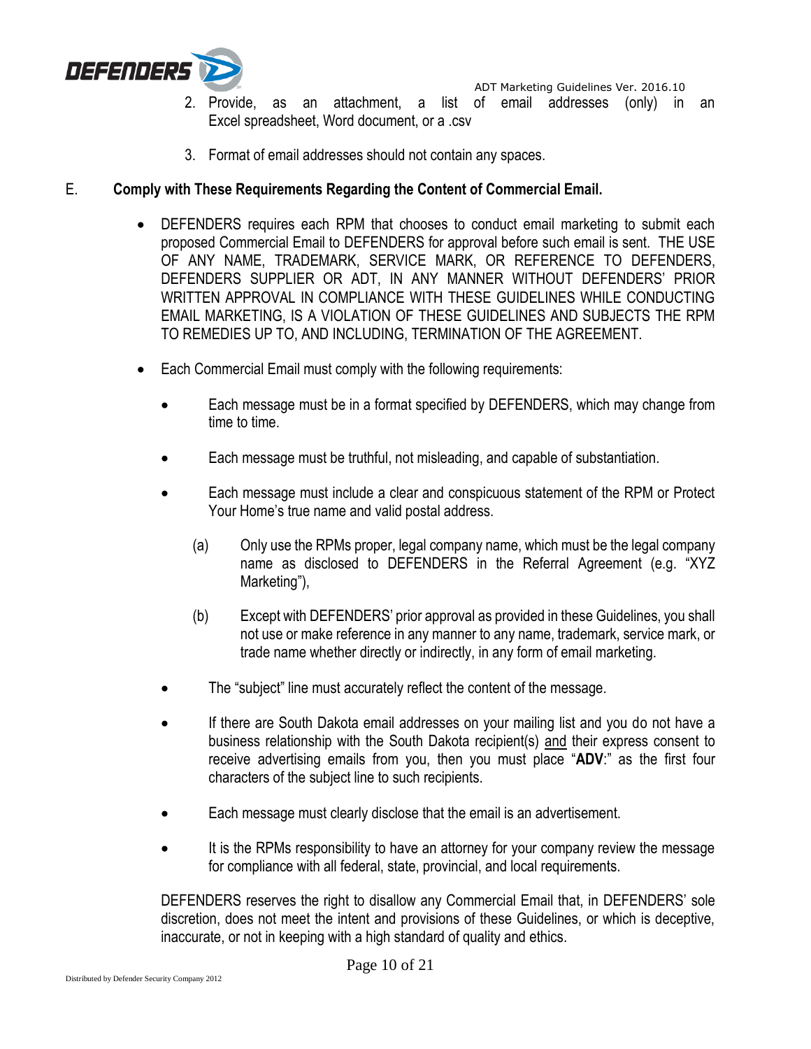2. Provide, as an attachment, a list of email addresses (only) in an Excel spreadsheet, Word document, or a .csv

3. Format of email addresses should not contain any spaces.

E. **Comply with These Requirements Regarding the Content of Commercial Email.**

- DEFENDERS requires each RPM that chooses to conduct email marketing to submit each proposed Commercial Email to DEFENDERS for approval before such email is sent. THE USE OF ANY NAME, TRADEMARK, SERVICE MARK, OR REFERENCE TO DEFENDERS, DEFENDERS SUPPLIER OR ADT, IN ANY MANNER WITHOUT DEFENDERS' PRIOR WRITTEN APPROVAL IN COMPLIANCE WITH THESE GUIDELINES WHILE CONDUCTING EMAIL MARKETING, IS A VIOLATION OF THESE GUIDELINES AND SUBJECTS THE RPM TO REMEDIES UP TO, AND INCLUDING, TERMINATION OF THE AGREEMENT.

- Each Commercial Email must comply with the following requirements:

  - Each message must be in a format specified by DEFENDERS, which may change from time to time.

  - Each message must be truthful, not misleading, and capable of substantiation.

  - Each message must include a clear and conspicuous statement of the RPM or Protect Your Home's true name and valid postal address.

    (a) Only use the RPMs proper, legal company name, which must be the legal company name as disclosed to DEFENDERS in the Referral Agreement (e.g. "XYZ Marketing"),

    (b) Except with DEFENDERS' prior approval as provided in these Guidelines, you shall not use or make reference in any manner to any name, trademark, service mark, or trade name whether directly or indirectly, in any form of email marketing.

  - The "subject" line must accurately reflect the content of the message.

  - If there are South Dakota email addresses on your mailing list and you do not have a business relationship with the South Dakota recipient(s) and their express consent to receive advertising emails from you, then you must place "**ADV**:" as the first four characters of the subject line to such recipients.

  - Each message must clearly disclose that the email is an advertisement.

  - It is the RPMs responsibility to have an attorney for your company review the message for compliance with all federal, state, provincial, and local requirements.

DEFENDERS reserves the right to disallow any Commercial Email that, in DEFENDERS' sole discretion, does not meet the intent and provisions of these Guidelines, or which is deceptive, inaccurate, or not in keeping with a high standard of quality and ethics.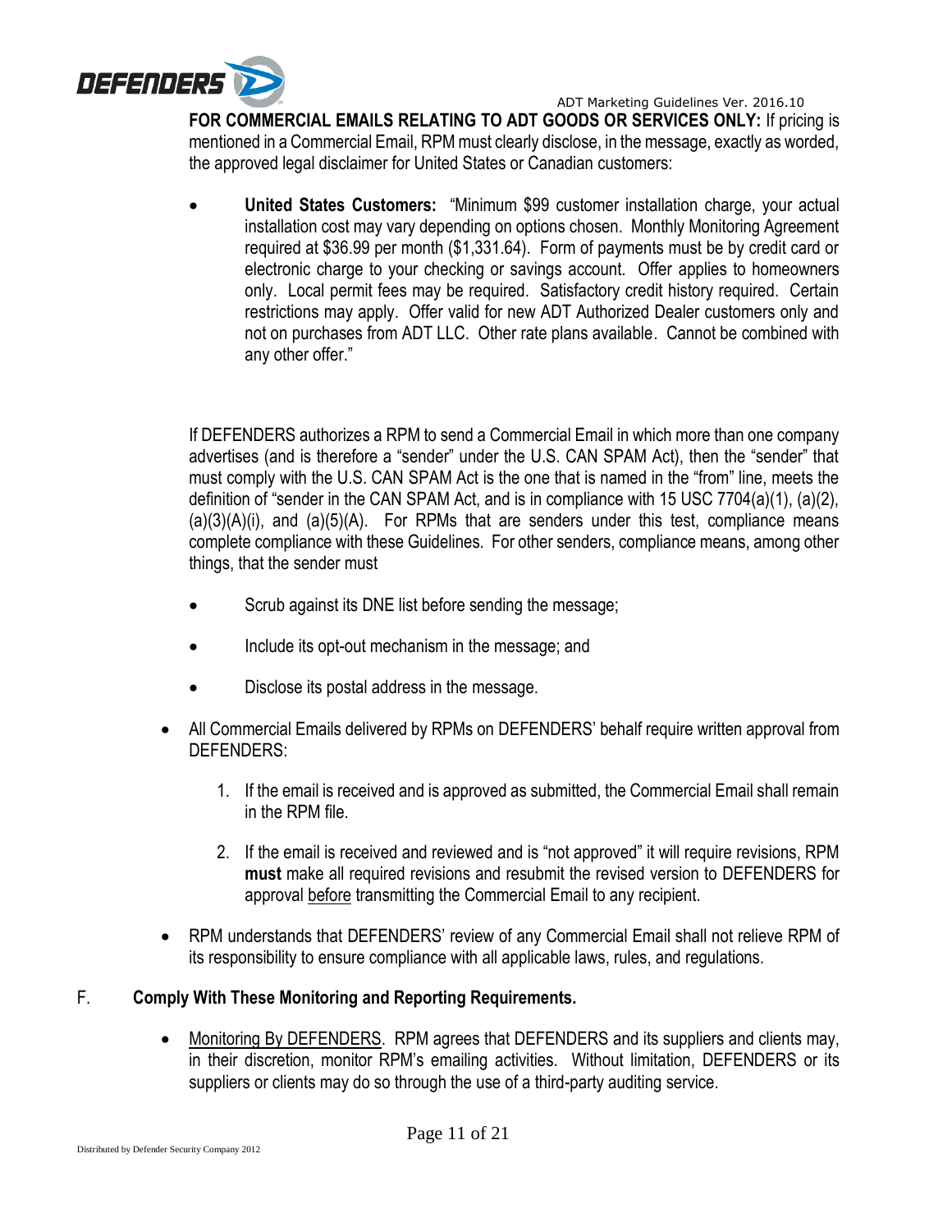**FOR COMMERCIAL EMAILS RELATING TO ADT GOODS OR SERVICES ONLY:** If pricing is mentioned in a Commercial Email, RPM must clearly disclose, in the message, exactly as worded, the approved legal disclaimer for United States or Canadian customers:

- **United States Customers:** "Minimum $99 customer installation charge, your actual installation cost may vary depending on options chosen. Monthly Monitoring Agreement required at $36.99 per month ($1,331.64). Form of payments must be by credit card or electronic charge to your checking or savings account. Offer applies to homeowners only. Local permit fees may be required. Satisfactory credit history required. Certain restrictions may apply. Offer valid for new ADT Authorized Dealer customers only and not on purchases from ADT LLC. Other rate plans available. Cannot be combined with any other offer."

If DEFENDERS authorizes a RPM to send a Commercial Email in which more than one company advertises (and is therefore a "sender" under the U.S. CAN SPAM Act), then the "sender" that must comply with the U.S. CAN SPAM Act is the one that is named in the "from" line, meets the definition of "sender in the CAN SPAM Act, and is in compliance with 15 USC 7704(a)(1), (a)(2), (a)(3)(A)(i), and (a)(5)(A). For RPMs that are senders under this test, compliance means complete compliance with these Guidelines. For other senders, compliance means, among other things, that the sender must

- Scrub against its DNE list before sending the message;
- Include its opt-out mechanism in the message; and
- Disclose its postal address in the message.

- All Commercial Emails delivered by RPMs on DEFENDERS' behalf require written approval from DEFENDERS:
  1. If the email is received and is approved as submitted, the Commercial Email shall remain in the RPM file.
  2. If the email is received and reviewed and is "not approved" it will require revisions, RPM **must** make all required revisions and resubmit the revised version to DEFENDERS for approval before transmitting the Commercial Email to any recipient.
- RPM understands that DEFENDERS' review of any Commercial Email shall not relieve RPM of its responsibility to ensure compliance with all applicable laws, rules, and regulations.

F. **Comply With These Monitoring and Reporting Requirements.**

- Monitoring By DEFENDERS. RPM agrees that DEFENDERS and its suppliers and clients may, in their discretion, monitor RPM's emailing activities. Without limitation, DEFENDERS or its suppliers or clients may do so through the use of a third-party auditing service.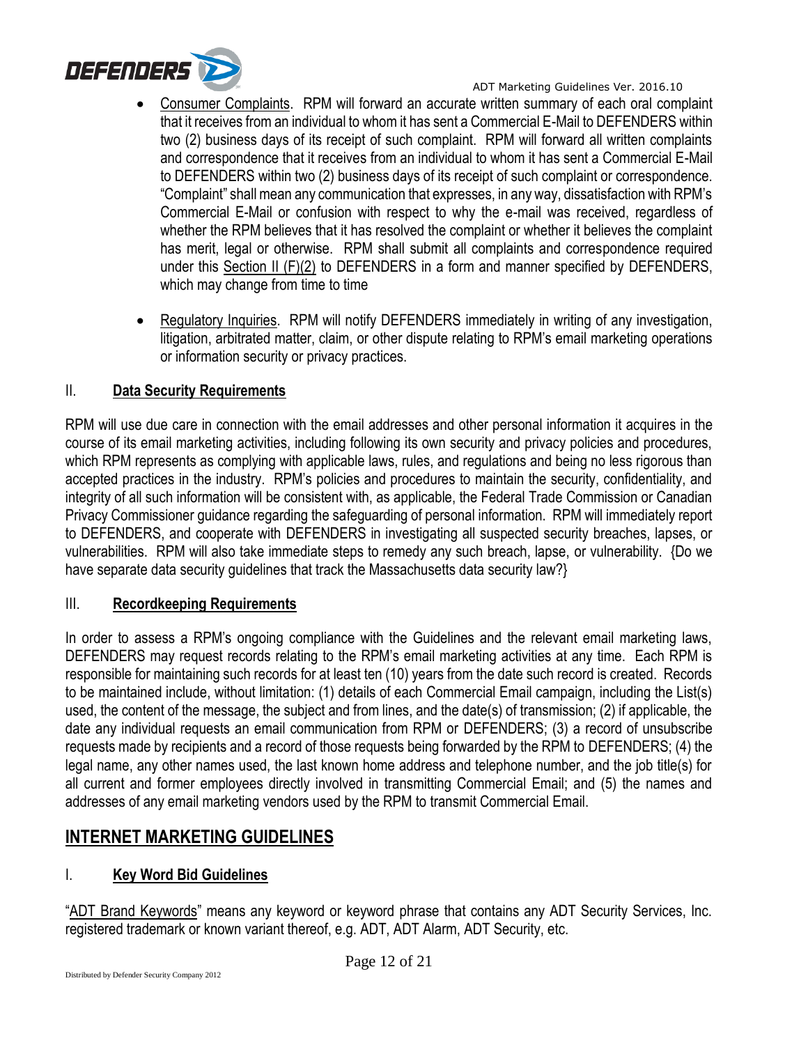- <u>Consumer Complaints</u>. RPM will forward an accurate written summary of each oral complaint that it receives from an individual to whom it has sent a Commercial E-Mail to DEFENDERS within two (2) business days of its receipt of such complaint. RPM will forward all written complaints and correspondence that it receives from an individual to whom it has sent a Commercial E-Mail to DEFENDERS within two (2) business days of its receipt of such complaint or correspondence. "Complaint" shall mean any communication that expresses, in any way, dissatisfaction with RPM's Commercial E-Mail or confusion with respect to why the e-mail was received, regardless of whether the RPM believes that it has resolved the complaint or whether it believes the complaint has merit, legal or otherwise. RPM shall submit all complaints and correspondence required under this <u>Section II (F)(2)</u> to DEFENDERS in a form and manner specified by DEFENDERS, which may change from time to time

- <u>Regulatory Inquiries</u>. RPM will notify DEFENDERS immediately in writing of any investigation, litigation, arbitrated matter, claim, or other dispute relating to RPM's email marketing operations or information security or privacy practices.

### II. Data Security Requirements

RPM will use due care in connection with the email addresses and other personal information it acquires in the course of its email marketing activities, including following its own security and privacy policies and procedures, which RPM represents as complying with applicable laws, rules, and regulations and being no less rigorous than accepted practices in the industry. RPM's policies and procedures to maintain the security, confidentiality, and integrity of all such information will be consistent with, as applicable, the Federal Trade Commission or Canadian Privacy Commissioner guidance regarding the safeguarding of personal information. RPM will immediately report to DEFENDERS, and cooperate with DEFENDERS in investigating all suspected security breaches, lapses, or vulnerabilities. RPM will also take immediate steps to remedy any such breach, lapse, or vulnerability. {Do we have separate data security guidelines that track the Massachusetts data security law?}

### III. Recordkeeping Requirements

In order to assess a RPM's ongoing compliance with the Guidelines and the relevant email marketing laws, DEFENDERS may request records relating to the RPM's email marketing activities at any time. Each RPM is responsible for maintaining such records for at least ten (10) years from the date such record is created. Records to be maintained include, without limitation: (1) details of each Commercial Email campaign, including the List(s) used, the content of the message, the subject and from lines, and the date(s) of transmission; (2) if applicable, the date any individual requests an email communication from RPM or DEFENDERS; (3) a record of unsubscribe requests made by recipients and a record of those requests being forwarded by the RPM to DEFENDERS; (4) the legal name, any other names used, the last known home address and telephone number, and the job title(s) for all current and former employees directly involved in transmitting Commercial Email; and (5) the names and addresses of any email marketing vendors used by the RPM to transmit Commercial Email.

## INTERNET MARKETING GUIDELINES

### I. Key Word Bid Guidelines

"<u>ADT Brand Keywords</u>" means any keyword or keyword phrase that contains any ADT Security Services, Inc. registered trademark or known variant thereof, e.g. ADT, ADT Alarm, ADT Security, etc.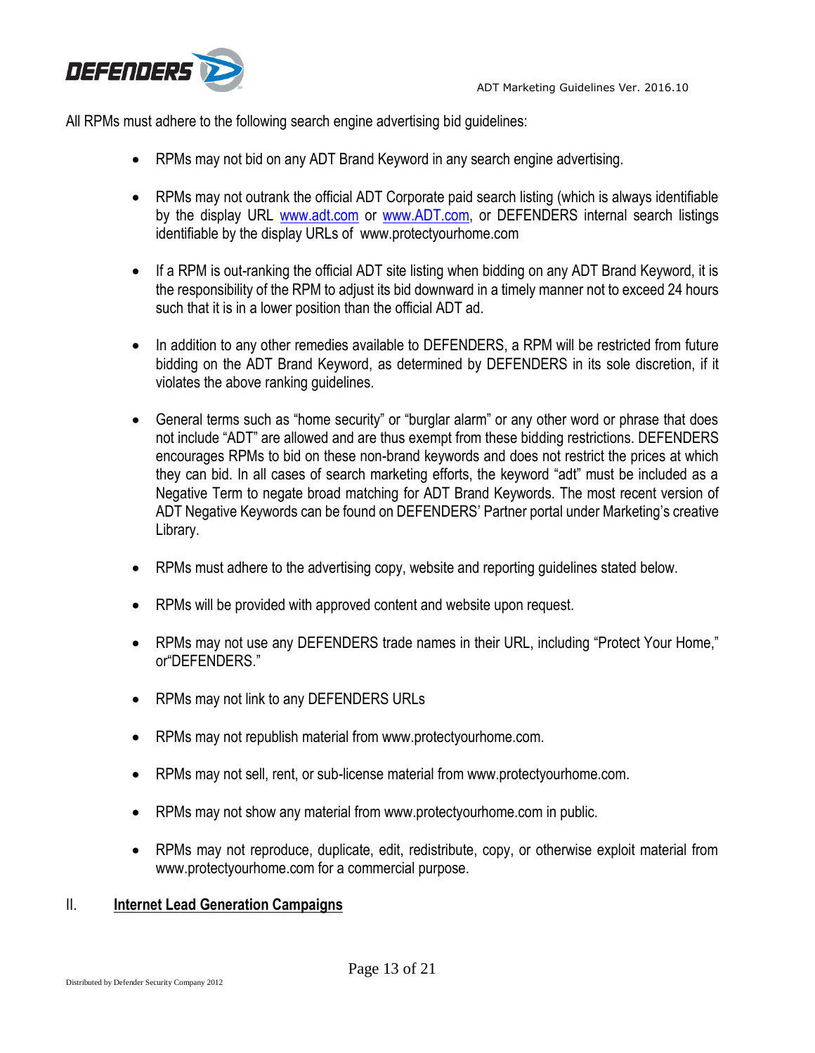All RPMs must adhere to the following search engine advertising bid guidelines:

- RPMs may not bid on any ADT Brand Keyword in any search engine advertising.
- RPMs may not outrank the official ADT Corporate paid search listing (which is always identifiable by the display URL www.adt.com or www.ADT.com, or DEFENDERS internal search listings identifiable by the display URLs of www.protectyourhome.com
- If a RPM is out-ranking the official ADT site listing when bidding on any ADT Brand Keyword, it is the responsibility of the RPM to adjust its bid downward in a timely manner not to exceed 24 hours such that it is in a lower position than the official ADT ad.
- In addition to any other remedies available to DEFENDERS, a RPM will be restricted from future bidding on the ADT Brand Keyword, as determined by DEFENDERS in its sole discretion, if it violates the above ranking guidelines.
- General terms such as "home security" or "burglar alarm" or any other word or phrase that does not include "ADT" are allowed and are thus exempt from these bidding restrictions. DEFENDERS encourages RPMs to bid on these non-brand keywords and does not restrict the prices at which they can bid. In all cases of search marketing efforts, the keyword "adt" must be included as a Negative Term to negate broad matching for ADT Brand Keywords. The most recent version of ADT Negative Keywords can be found on DEFENDERS' Partner portal under Marketing's creative Library.
- RPMs must adhere to the advertising copy, website and reporting guidelines stated below.
- RPMs will be provided with approved content and website upon request.
- RPMs may not use any DEFENDERS trade names in their URL, including "Protect Your Home," or"DEFENDERS."
- RPMs may not link to any DEFENDERS URLs
- RPMs may not republish material from www.protectyourhome.com.
- RPMs may not sell, rent, or sub-license material from www.protectyourhome.com.
- RPMs may not show any material from www.protectyourhome.com in public.
- RPMs may not reproduce, duplicate, edit, redistribute, copy, or otherwise exploit material from www.protectyourhome.com for a commercial purpose.

## II. **Internet Lead Generation Campaigns**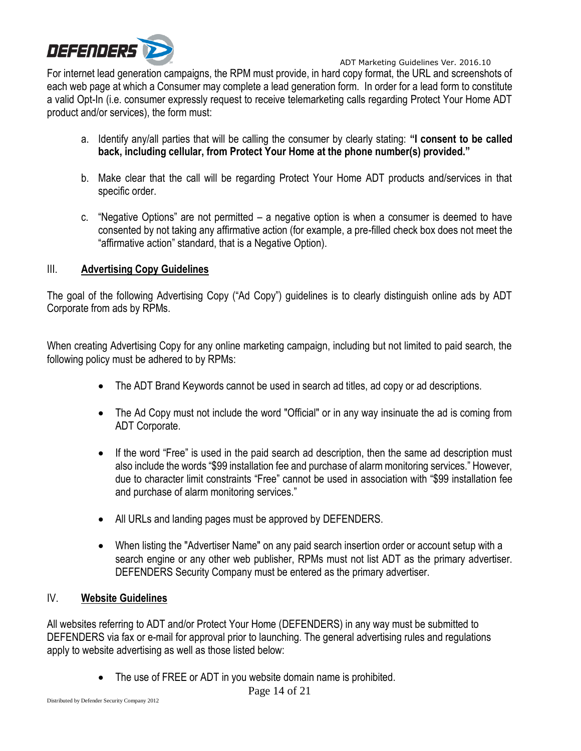For internet lead generation campaigns, the RPM must provide, in hard copy format, the URL and screenshots of each web page at which a Consumer may complete a lead generation form. In order for a lead form to constitute a valid Opt-In (i.e. consumer expressly request to receive telemarketing calls regarding Protect Your Home ADT product and/or services), the form must:

a. Identify any/all parties that will be calling the consumer by clearly stating: **"I consent to be called back, including cellular, from Protect Your Home at the phone number(s) provided."**

b. Make clear that the call will be regarding Protect Your Home ADT products and/services in that specific order.

c. "Negative Options" are not permitted – a negative option is when a consumer is deemed to have consented by not taking any affirmative action (for example, a pre-filled check box does not meet the "affirmative action" standard, that is a Negative Option).

## III. Advertising Copy Guidelines

The goal of the following Advertising Copy ("Ad Copy") guidelines is to clearly distinguish online ads by ADT Corporate from ads by RPMs.

When creating Advertising Copy for any online marketing campaign, including but not limited to paid search, the following policy must be adhered to by RPMs:

- The ADT Brand Keywords cannot be used in search ad titles, ad copy or ad descriptions.
- The Ad Copy must not include the word "Official" or in any way insinuate the ad is coming from ADT Corporate.
- If the word "Free" is used in the paid search ad description, then the same ad description must also include the words "$99 installation fee and purchase of alarm monitoring services." However, due to character limit constraints "Free" cannot be used in association with "$99 installation fee and purchase of alarm monitoring services."
- All URLs and landing pages must be approved by DEFENDERS.
- When listing the "Advertiser Name" on any paid search insertion order or account setup with a search engine or any other web publisher, RPMs must not list ADT as the primary advertiser. DEFENDERS Security Company must be entered as the primary advertiser.

## IV. Website Guidelines

All websites referring to ADT and/or Protect Your Home (DEFENDERS) in any way must be submitted to DEFENDERS via fax or e-mail for approval prior to launching. The general advertising rules and regulations apply to website advertising as well as those listed below:

- The use of FREE or ADT in you website domain name is prohibited.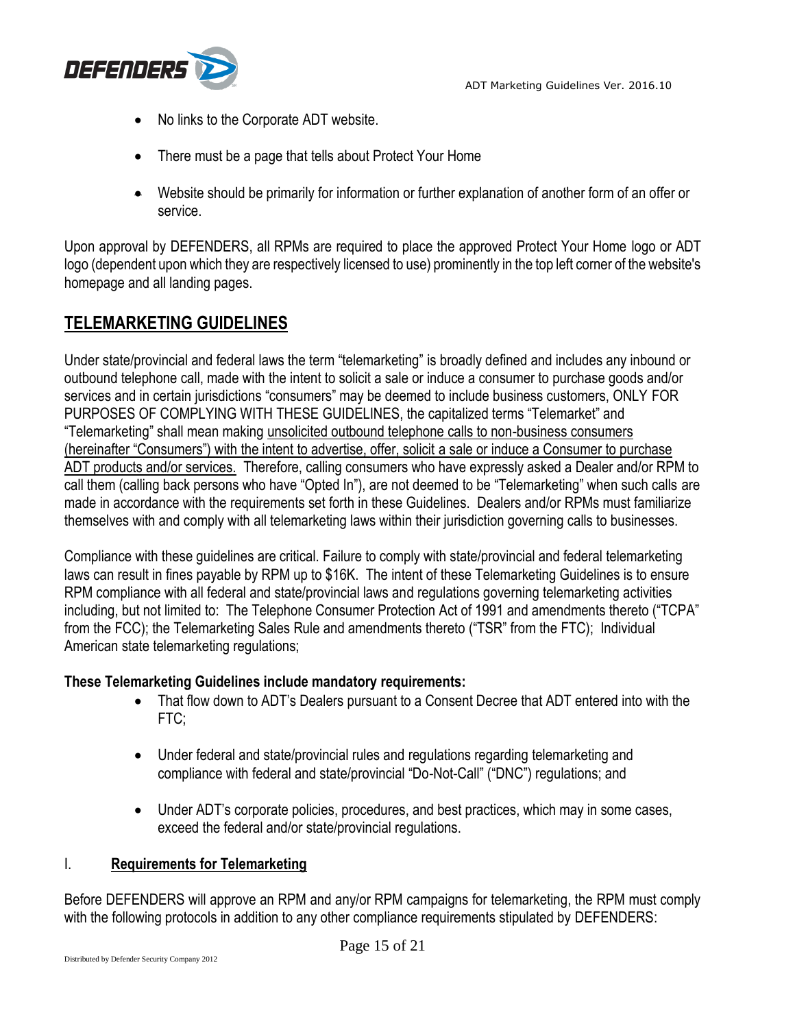- No links to the Corporate ADT website.
- There must be a page that tells about Protect Your Home
- Website should be primarily for information or further explanation of another form of an offer or service.

Upon approval by DEFENDERS, all RPMs are required to place the approved Protect Your Home logo or ADT logo (dependent upon which they are respectively licensed to use) prominently in the top left corner of the website's homepage and all landing pages.

## TELEMARKETING GUIDELINES

Under state/provincial and federal laws the term "telemarketing" is broadly defined and includes any inbound or outbound telephone call, made with the intent to solicit a sale or induce a consumer to purchase goods and/or services and in certain jurisdictions "consumers" may be deemed to include business customers, ONLY FOR PURPOSES OF COMPLYING WITH THESE GUIDELINES, the capitalized terms "Telemarket" and "Telemarketing" shall mean making unsolicited outbound telephone calls to non-business consumers (hereinafter "Consumers") with the intent to advertise, offer, solicit a sale or induce a Consumer to purchase ADT products and/or services. Therefore, calling consumers who have expressly asked a Dealer and/or RPM to call them (calling back persons who have "Opted In"), are not deemed to be "Telemarketing" when such calls are made in accordance with the requirements set forth in these Guidelines. Dealers and/or RPMs must familiarize themselves with and comply with all telemarketing laws within their jurisdiction governing calls to businesses.

Compliance with these guidelines are critical. Failure to comply with state/provincial and federal telemarketing laws can result in fines payable by RPM up to $16K. The intent of these Telemarketing Guidelines is to ensure RPM compliance with all federal and state/provincial laws and regulations governing telemarketing activities including, but not limited to: The Telephone Consumer Protection Act of 1991 and amendments thereto ("TCPA" from the FCC); the Telemarketing Sales Rule and amendments thereto ("TSR" from the FTC); Individual American state telemarketing regulations;

**These Telemarketing Guidelines include mandatory requirements:**

- That flow down to ADT's Dealers pursuant to a Consent Decree that ADT entered into with the FTC;
- Under federal and state/provincial rules and regulations regarding telemarketing and compliance with federal and state/provincial "Do-Not-Call" ("DNC") regulations; and
- Under ADT's corporate policies, procedures, and best practices, which may in some cases, exceed the federal and/or state/provincial regulations.

### I. Requirements for Telemarketing

Before DEFENDERS will approve an RPM and any/or RPM campaigns for telemarketing, the RPM must comply with the following protocols in addition to any other compliance requirements stipulated by DEFENDERS: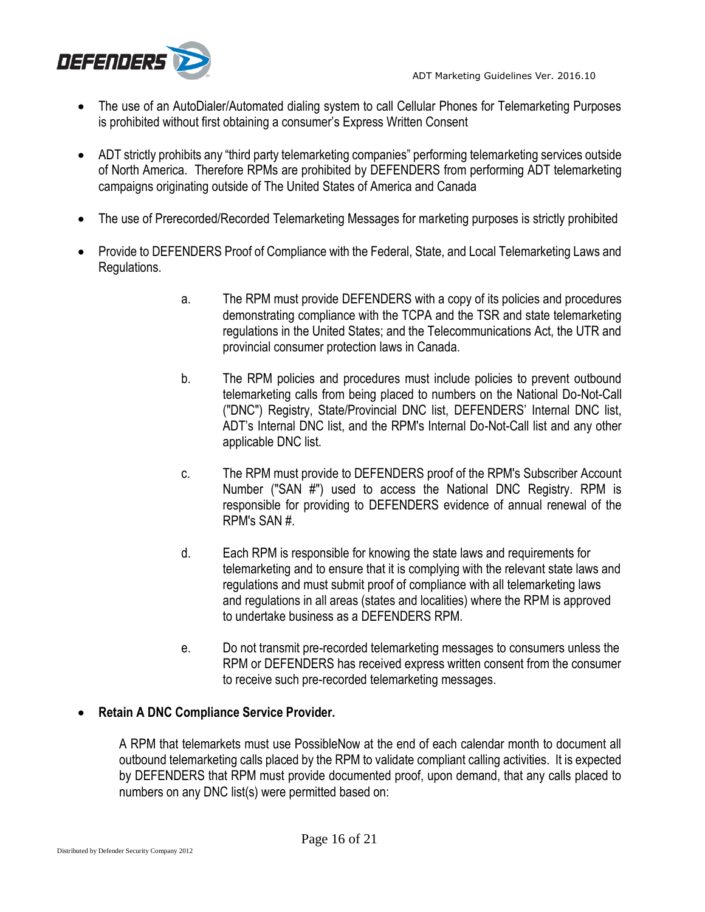- The use of an AutoDialer/Automated dialing system to call Cellular Phones for Telemarketing Purposes is prohibited without first obtaining a consumer's Express Written Consent

- ADT strictly prohibits any "third party telemarketing companies" performing telemarketing services outside of North America. Therefore RPMs are prohibited by DEFENDERS from performing ADT telemarketing campaigns originating outside of The United States of America and Canada

- The use of Prerecorded/Recorded Telemarketing Messages for marketing purposes is strictly prohibited

- Provide to DEFENDERS Proof of Compliance with the Federal, State, and Local Telemarketing Laws and Regulations.

  a. The RPM must provide DEFENDERS with a copy of its policies and procedures demonstrating compliance with the TCPA and the TSR and state telemarketing regulations in the United States; and the Telecommunications Act, the UTR and provincial consumer protection laws in Canada.

  b. The RPM policies and procedures must include policies to prevent outbound telemarketing calls from being placed to numbers on the National Do-Not-Call ("DNC") Registry, State/Provincial DNC list, DEFENDERS' Internal DNC list, ADT's Internal DNC list, and the RPM's Internal Do-Not-Call list and any other applicable DNC list.

  c. The RPM must provide to DEFENDERS proof of the RPM's Subscriber Account Number ("SAN #") used to access the National DNC Registry. RPM is responsible for providing to DEFENDERS evidence of annual renewal of the RPM's SAN #.

  d. Each RPM is responsible for knowing the state laws and requirements for telemarketing and to ensure that it is complying with the relevant state laws and regulations and must submit proof of compliance with all telemarketing laws and regulations in all areas (states and localities) where the RPM is approved to undertake business as a DEFENDERS RPM.

  e. Do not transmit pre-recorded telemarketing messages to consumers unless the RPM or DEFENDERS has received express written consent from the consumer to receive such pre-recorded telemarketing messages.

- **Retain A DNC Compliance Service Provider.**

  A RPM that telemarkets must use PossibleNow at the end of each calendar month to document all outbound telemarketing calls placed by the RPM to validate compliant calling activities. It is expected by DEFENDERS that RPM must provide documented proof, upon demand, that any calls placed to numbers on any DNC list(s) were permitted based on: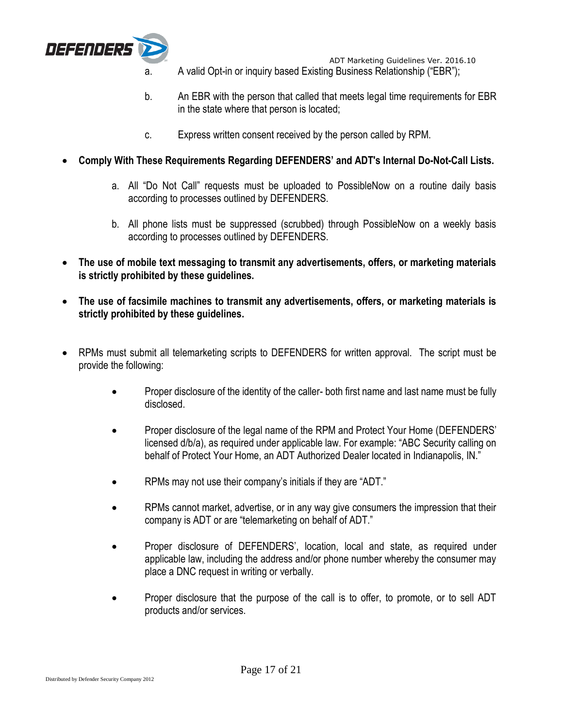a. A valid Opt-in or inquiry based Existing Business Relationship ("EBR");

b. An EBR with the person that called that meets legal time requirements for EBR in the state where that person is located;

c. Express written consent received by the person called by RPM.

- **Comply With These Requirements Regarding DEFENDERS' and ADT's Internal Do-Not-Call Lists.**

  a. All "Do Not Call" requests must be uploaded to PossibleNow on a routine daily basis according to processes outlined by DEFENDERS.

  b. All phone lists must be suppressed (scrubbed) through PossibleNow on a weekly basis according to processes outlined by DEFENDERS.

- **The use of mobile text messaging to transmit any advertisements, offers, or marketing materials is strictly prohibited by these guidelines.**

- **The use of facsimile machines to transmit any advertisements, offers, or marketing materials is strictly prohibited by these guidelines.**

- RPMs must submit all telemarketing scripts to DEFENDERS for written approval. The script must be provide the following:

  - Proper disclosure of the identity of the caller- both first name and last name must be fully disclosed.

  - Proper disclosure of the legal name of the RPM and Protect Your Home (DEFENDERS' licensed d/b/a), as required under applicable law. For example: "ABC Security calling on behalf of Protect Your Home, an ADT Authorized Dealer located in Indianapolis, IN."

  - RPMs may not use their company's initials if they are "ADT."

  - RPMs cannot market, advertise, or in any way give consumers the impression that their company is ADT or are "telemarketing on behalf of ADT."

  - Proper disclosure of DEFENDERS', location, local and state, as required under applicable law, including the address and/or phone number whereby the consumer may place a DNC request in writing or verbally.

  - Proper disclosure that the purpose of the call is to offer, to promote, or to sell ADT products and/or services.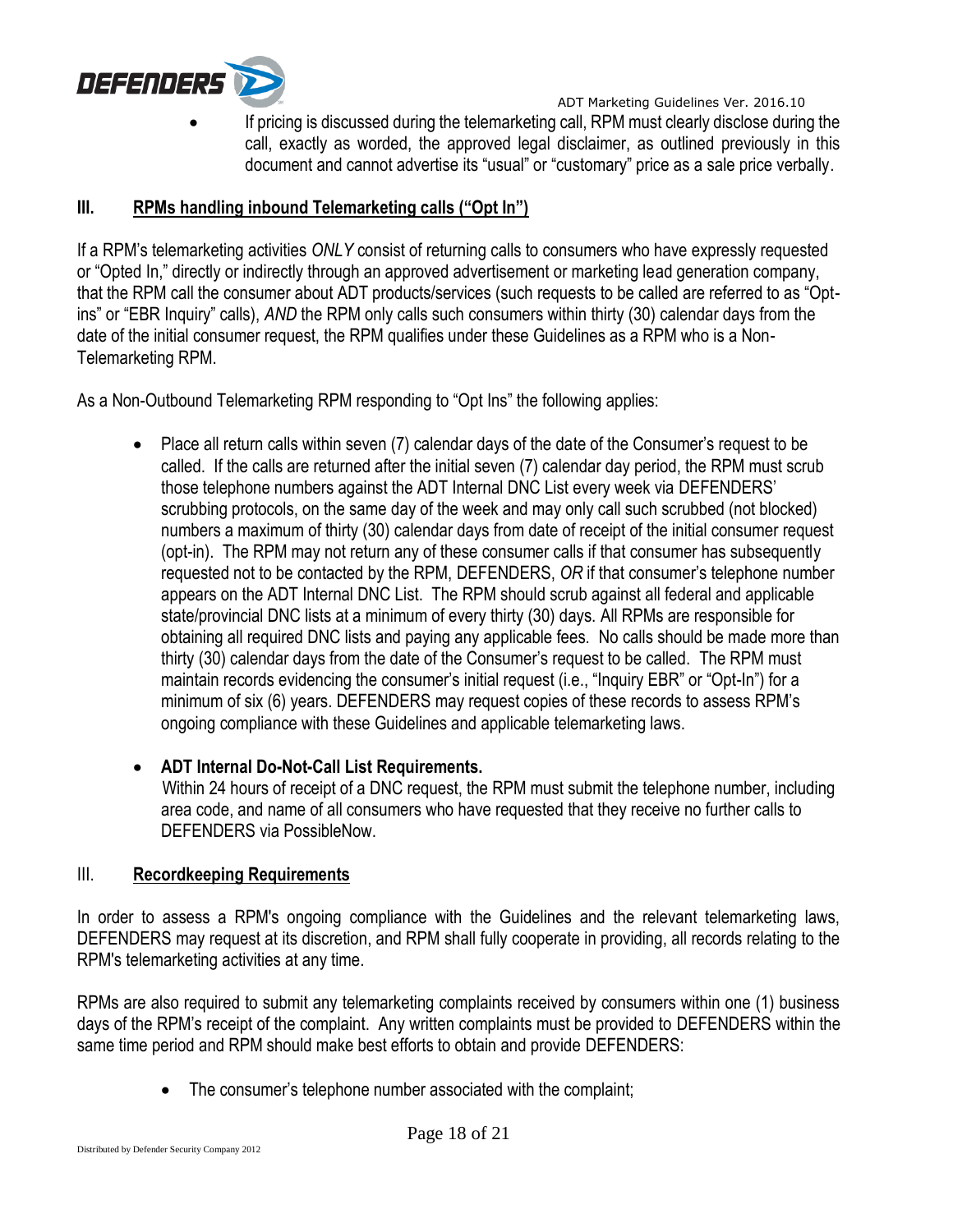- If pricing is discussed during the telemarketing call, RPM must clearly disclose during the call, exactly as worded, the approved legal disclaimer, as outlined previously in this document and cannot advertise its "usual" or "customary" price as a sale price verbally.

## III. RPMs handling inbound Telemarketing calls ("Opt In")

If a RPM's telemarketing activities *ONLY* consist of returning calls to consumers who have expressly requested or "Opted In," directly or indirectly through an approved advertisement or marketing lead generation company, that the RPM call the consumer about ADT products/services (such requests to be called are referred to as "Opt-ins" or "EBR Inquiry" calls), *AND* the RPM only calls such consumers within thirty (30) calendar days from the date of the initial consumer request, the RPM qualifies under these Guidelines as a RPM who is a Non-Telemarketing RPM.

As a Non-Outbound Telemarketing RPM responding to "Opt Ins" the following applies:

- Place all return calls within seven (7) calendar days of the date of the Consumer's request to be called. If the calls are returned after the initial seven (7) calendar day period, the RPM must scrub those telephone numbers against the ADT Internal DNC List every week via DEFENDERS' scrubbing protocols, on the same day of the week and may only call such scrubbed (not blocked) numbers a maximum of thirty (30) calendar days from date of receipt of the initial consumer request (opt-in). The RPM may not return any of these consumer calls if that consumer has subsequently requested not to be contacted by the RPM, DEFENDERS, *OR* if that consumer's telephone number appears on the ADT Internal DNC List. The RPM should scrub against all federal and applicable state/provincial DNC lists at a minimum of every thirty (30) days. All RPMs are responsible for obtaining all required DNC lists and paying any applicable fees. No calls should be made more than thirty (30) calendar days from the date of the Consumer's request to be called. The RPM must maintain records evidencing the consumer's initial request (i.e., "Inquiry EBR" or "Opt-In") for a minimum of six (6) years. DEFENDERS may request copies of these records to assess RPM's ongoing compliance with these Guidelines and applicable telemarketing laws.

- **ADT Internal Do-Not-Call List Requirements.**
  Within 24 hours of receipt of a DNC request, the RPM must submit the telephone number, including area code, and name of all consumers who have requested that they receive no further calls to DEFENDERS via PossibleNow.

## III. Recordkeeping Requirements

In order to assess a RPM's ongoing compliance with the Guidelines and the relevant telemarketing laws, DEFENDERS may request at its discretion, and RPM shall fully cooperate in providing, all records relating to the RPM's telemarketing activities at any time.

RPMs are also required to submit any telemarketing complaints received by consumers within one (1) business days of the RPM's receipt of the complaint. Any written complaints must be provided to DEFENDERS within the same time period and RPM should make best efforts to obtain and provide DEFENDERS:

- The consumer's telephone number associated with the complaint;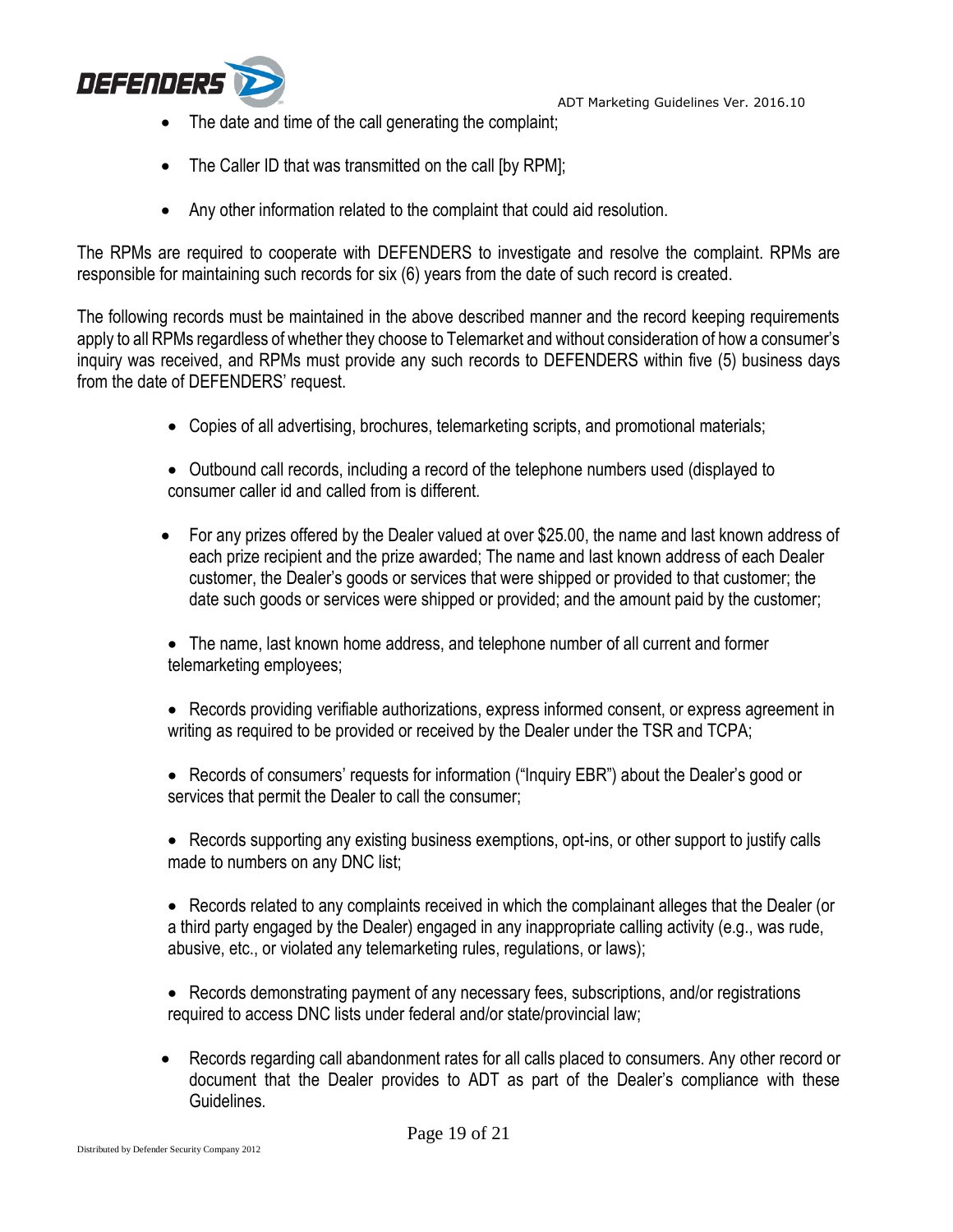- The date and time of the call generating the complaint;
- The Caller ID that was transmitted on the call [by RPM];
- Any other information related to the complaint that could aid resolution.

The RPMs are required to cooperate with DEFENDERS to investigate and resolve the complaint. RPMs are responsible for maintaining such records for six (6) years from the date of such record is created.

The following records must be maintained in the above described manner and the record keeping requirements apply to all RPMs regardless of whether they choose to Telemarket and without consideration of how a consumer's inquiry was received, and RPMs must provide any such records to DEFENDERS within five (5) business days from the date of DEFENDERS' request.

- Copies of all advertising, brochures, telemarketing scripts, and promotional materials;
- Outbound call records, including a record of the telephone numbers used (displayed to consumer caller id and called from is different.
- For any prizes offered by the Dealer valued at over $25.00, the name and last known address of each prize recipient and the prize awarded; The name and last known address of each Dealer customer, the Dealer's goods or services that were shipped or provided to that customer; the date such goods or services were shipped or provided; and the amount paid by the customer;
- The name, last known home address, and telephone number of all current and former telemarketing employees;
- Records providing verifiable authorizations, express informed consent, or express agreement in writing as required to be provided or received by the Dealer under the TSR and TCPA;
- Records of consumers' requests for information ("Inquiry EBR") about the Dealer's good or services that permit the Dealer to call the consumer;
- Records supporting any existing business exemptions, opt-ins, or other support to justify calls made to numbers on any DNC list;
- Records related to any complaints received in which the complainant alleges that the Dealer (or a third party engaged by the Dealer) engaged in any inappropriate calling activity (e.g., was rude, abusive, etc., or violated any telemarketing rules, regulations, or laws);
- Records demonstrating payment of any necessary fees, subscriptions, and/or registrations required to access DNC lists under federal and/or state/provincial law;
- Records regarding call abandonment rates for all calls placed to consumers. Any other record or document that the Dealer provides to ADT as part of the Dealer's compliance with these Guidelines.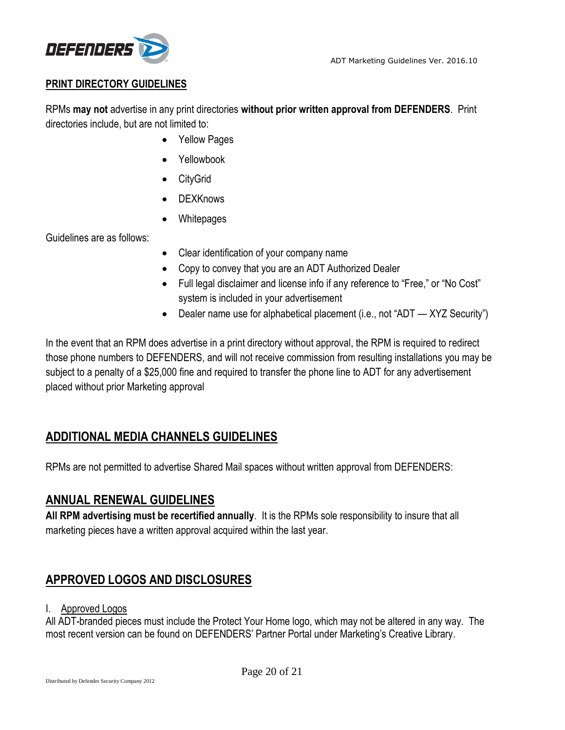## PRINT DIRECTORY GUIDELINES

RPMs **may not** advertise in any print directories **without prior written approval from DEFENDERS**. Print directories include, but are not limited to:

- Yellow Pages
- Yellowbook
- CityGrid
- DEXKnows
- Whitepages

Guidelines are as follows:

- Clear identification of your company name
- Copy to convey that you are an ADT Authorized Dealer
- Full legal disclaimer and license info if any reference to "Free," or "No Cost" system is included in your advertisement
- Dealer name use for alphabetical placement (i.e., not "ADT — XYZ Security")

In the event that an RPM does advertise in a print directory without approval, the RPM is required to redirect those phone numbers to DEFENDERS, and will not receive commission from resulting installations you may be subject to a penalty of a $25,000 fine and required to transfer the phone line to ADT for any advertisement placed without prior Marketing approval

## ADDITIONAL MEDIA CHANNELS GUIDELINES

RPMs are not permitted to advertise Shared Mail spaces without written approval from DEFENDERS:

## ANNUAL RENEWAL GUIDELINES

**All RPM advertising must be recertified annually**. It is the RPMs sole responsibility to insure that all marketing pieces have a written approval acquired within the last year.

## APPROVED LOGOS AND DISCLOSURES

### I. Approved Logos

All ADT-branded pieces must include the Protect Your Home logo, which may not be altered in any way. The most recent version can be found on DEFENDERS' Partner Portal under Marketing's Creative Library.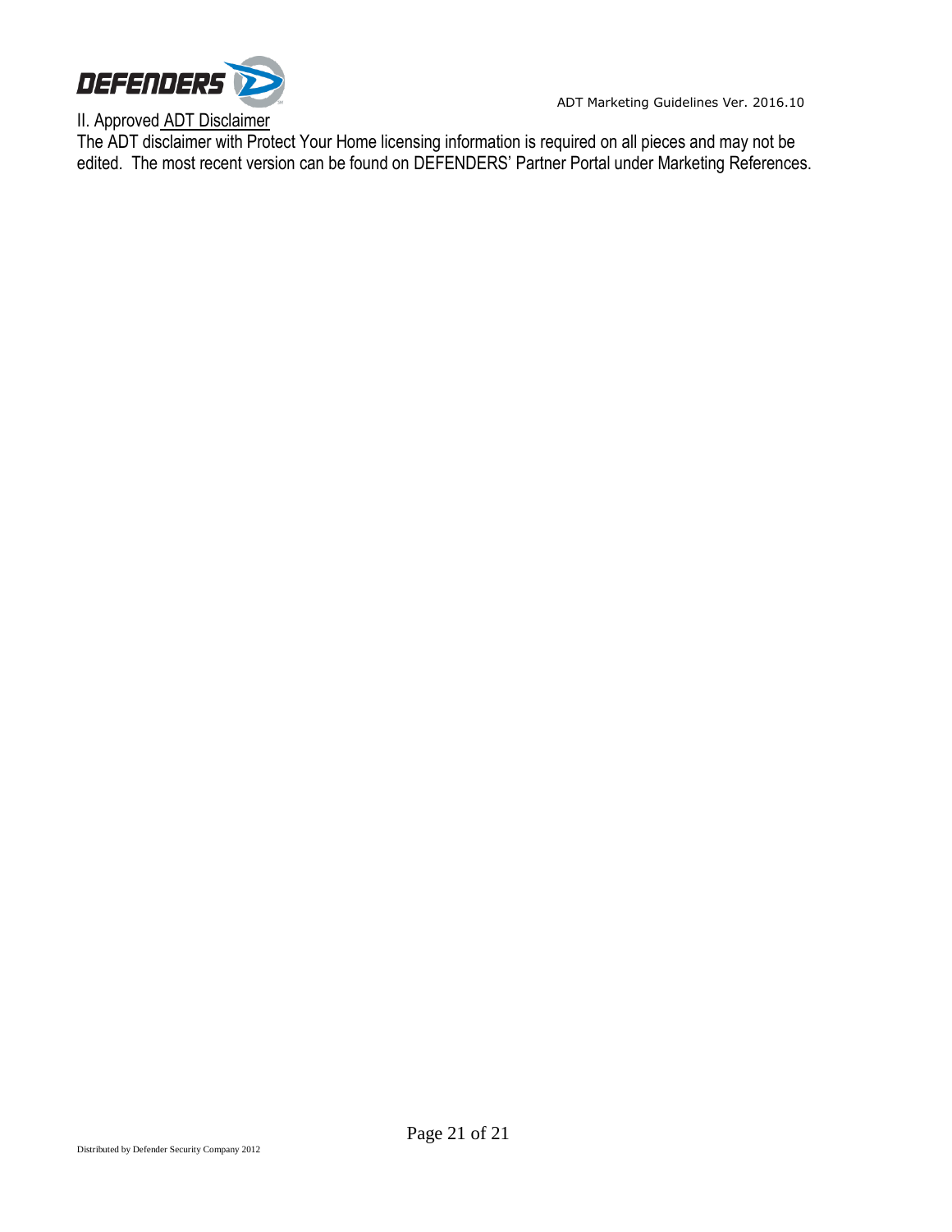II. Approved ADT Disclaimer

The ADT disclaimer with Protect Your Home licensing information is required on all pieces and may not be edited. The most recent version can be found on DEFENDERS' Partner Portal under Marketing References.